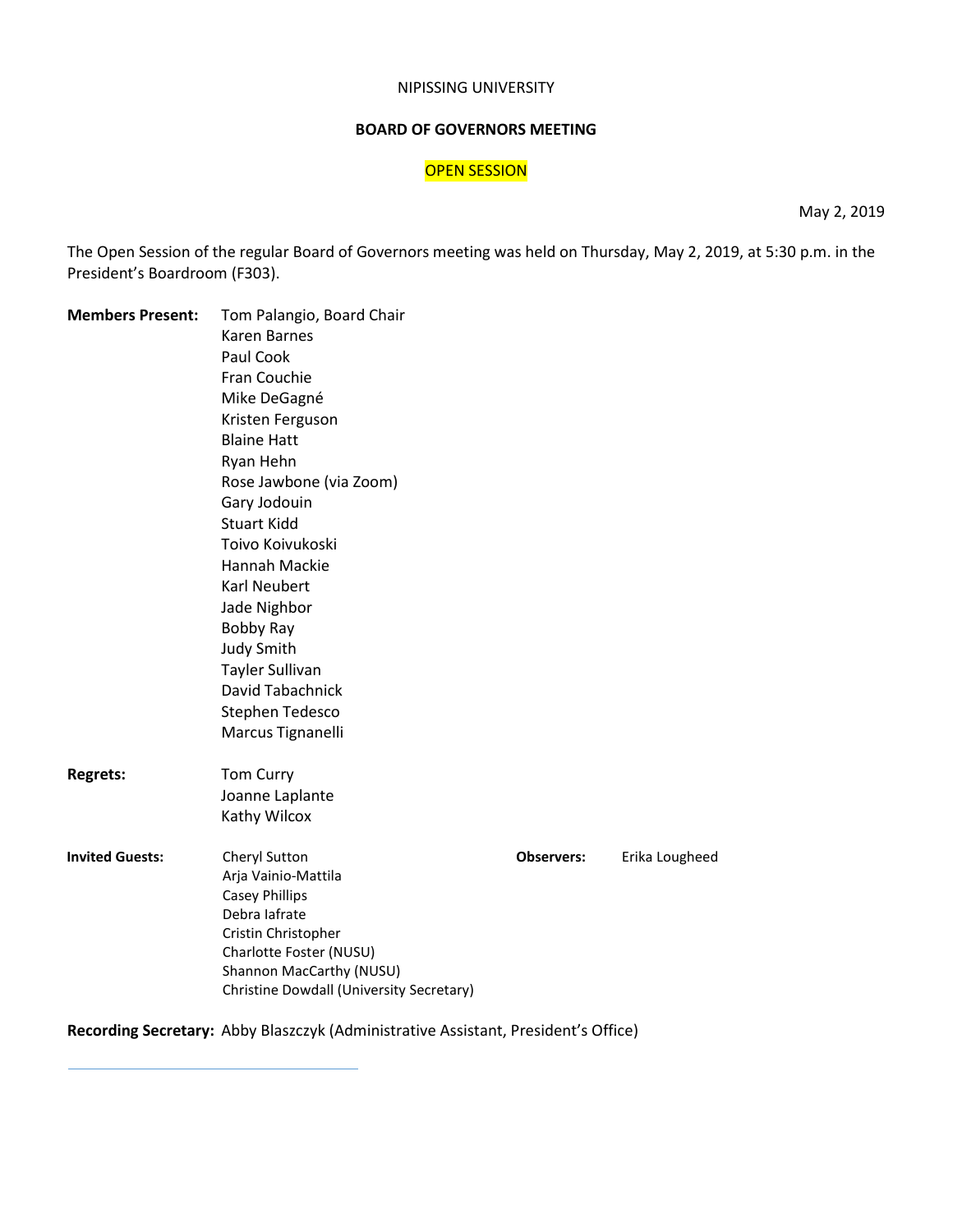NIPISSING UNIVERSITY

**BOARD OF GOVERNORS MEETING**

OPEN SESSION

May 2, 2019

The Open Session of the regular Board of Governors meeting was held on Thursday, May 2, 2019, at 5:30 p.m. in the President's Boardroom (F303).

**Members Present:**
Tom Palangio, Board Chair
Karen Barnes
Paul Cook
Fran Couchie
Mike DeGagné
Kristen Ferguson
Blaine Hatt
Ryan Hehn
Rose Jawbone (via Zoom)
Gary Jodouin
Stuart Kidd
Toivo Koivukoski
Hannah Mackie
Karl Neubert
Jade Nighbor
Bobby Ray
Judy Smith
Tayler Sullivan
David Tabachnick
Stephen Tedesco
Marcus Tignanelli

**Regrets:**
Tom Curry
Joanne Laplante
Kathy Wilcox

**Invited Guests:**
Cheryl Sutton
Arja Vainio-Mattila
Casey Phillips
Debra Iafrate
Cristin Christopher
Charlotte Foster (NUSU)
Shannon MacCarthy (NUSU)
Christine Dowdall (University Secretary)

**Observers:** Erika Lougheed

**Recording Secretary:** Abby Blaszczyk (Administrative Assistant, President's Office)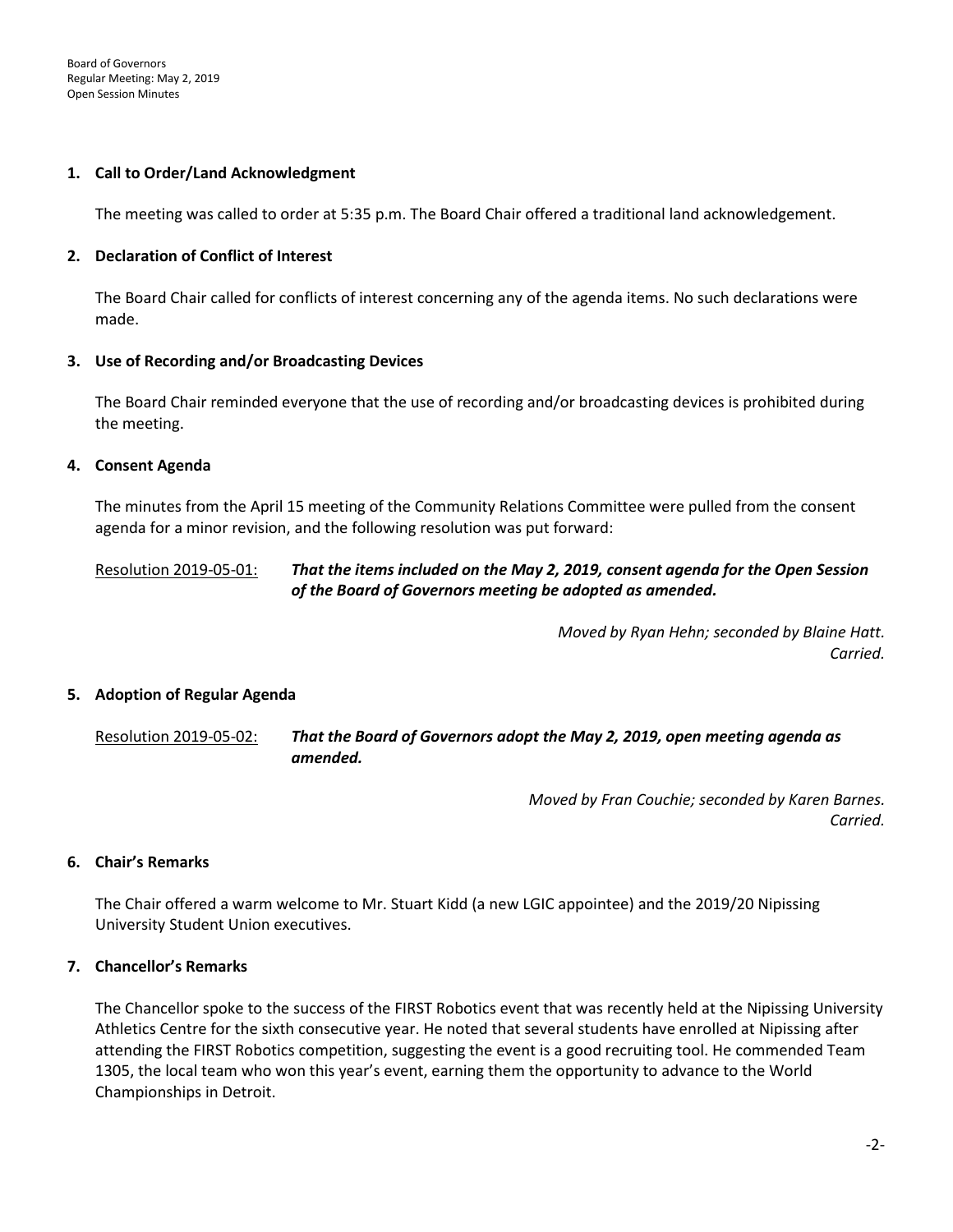## 1. Call to Order/Land Acknowledgment

The meeting was called to order at 5:35 p.m. The Board Chair offered a traditional land acknowledgement.

## 2. Declaration of Conflict of Interest

The Board Chair called for conflicts of interest concerning any of the agenda items. No such declarations were made.

## 3. Use of Recording and/or Broadcasting Devices

The Board Chair reminded everyone that the use of recording and/or broadcasting devices is prohibited during the meeting.

## 4. Consent Agenda

The minutes from the April 15 meeting of the Community Relations Committee were pulled from the consent agenda for a minor revision, and the following resolution was put forward:

Resolution 2019-05-01: ***That the items included on the May 2, 2019, consent agenda for the Open Session of the Board of Governors meeting be adopted as amended.***

*Moved by Ryan Hehn; seconded by Blaine Hatt.*
*Carried.*

## 5. Adoption of Regular Agenda

Resolution 2019-05-02: ***That the Board of Governors adopt the May 2, 2019, open meeting agenda as amended.***

*Moved by Fran Couchie; seconded by Karen Barnes.*
*Carried.*

## 6. Chair's Remarks

The Chair offered a warm welcome to Mr. Stuart Kidd (a new LGIC appointee) and the 2019/20 Nipissing University Student Union executives.

## 7. Chancellor's Remarks

The Chancellor spoke to the success of the FIRST Robotics event that was recently held at the Nipissing University Athletics Centre for the sixth consecutive year. He noted that several students have enrolled at Nipissing after attending the FIRST Robotics competition, suggesting the event is a good recruiting tool. He commended Team 1305, the local team who won this year's event, earning them the opportunity to advance to the World Championships in Detroit.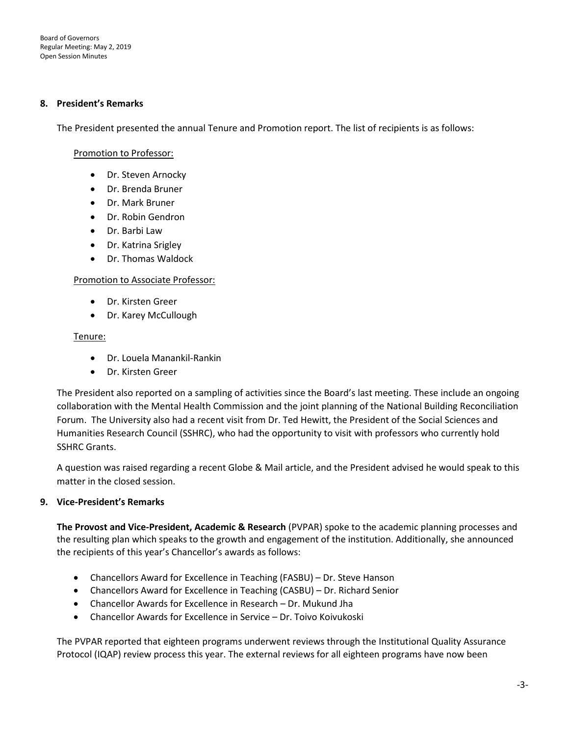## 8. President's Remarks

The President presented the annual Tenure and Promotion report. The list of recipients is as follows:

Promotion to Professor:

- Dr. Steven Arnocky
- Dr. Brenda Bruner
- Dr. Mark Bruner
- Dr. Robin Gendron
- Dr. Barbi Law
- Dr. Katrina Srigley
- Dr. Thomas Waldock

Promotion to Associate Professor:

- Dr. Kirsten Greer
- Dr. Karey McCullough

Tenure:

- Dr. Louela Manankil-Rankin
- Dr. Kirsten Greer

The President also reported on a sampling of activities since the Board's last meeting. These include an ongoing collaboration with the Mental Health Commission and the joint planning of the National Building Reconciliation Forum. The University also had a recent visit from Dr. Ted Hewitt, the President of the Social Sciences and Humanities Research Council (SSHRC), who had the opportunity to visit with professors who currently hold SSHRC Grants.

A question was raised regarding a recent Globe & Mail article, and the President advised he would speak to this matter in the closed session.

## 9. Vice-President's Remarks

**The Provost and Vice-President, Academic & Research** (PVPAR) spoke to the academic planning processes and the resulting plan which speaks to the growth and engagement of the institution. Additionally, she announced the recipients of this year's Chancellor's awards as follows:

- Chancellors Award for Excellence in Teaching (FASBU) – Dr. Steve Hanson
- Chancellors Award for Excellence in Teaching (CASBU) – Dr. Richard Senior
- Chancellor Awards for Excellence in Research – Dr. Mukund Jha
- Chancellor Awards for Excellence in Service – Dr. Toivo Koivukoski

The PVPAR reported that eighteen programs underwent reviews through the Institutional Quality Assurance Protocol (IQAP) review process this year. The external reviews for all eighteen programs have now been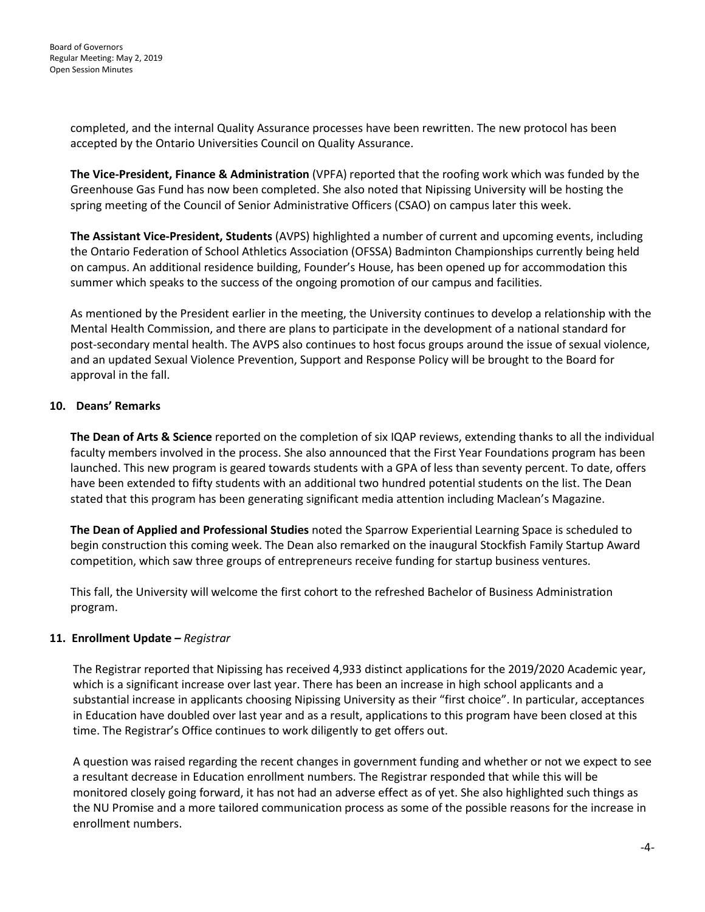completed, and the internal Quality Assurance processes have been rewritten. The new protocol has been accepted by the Ontario Universities Council on Quality Assurance.

**The Vice-President, Finance & Administration** (VPFA) reported that the roofing work which was funded by the Greenhouse Gas Fund has now been completed. She also noted that Nipissing University will be hosting the spring meeting of the Council of Senior Administrative Officers (CSAO) on campus later this week.

**The Assistant Vice-President, Students** (AVPS) highlighted a number of current and upcoming events, including the Ontario Federation of School Athletics Association (OFSSA) Badminton Championships currently being held on campus. An additional residence building, Founder's House, has been opened up for accommodation this summer which speaks to the success of the ongoing promotion of our campus and facilities.

As mentioned by the President earlier in the meeting, the University continues to develop a relationship with the Mental Health Commission, and there are plans to participate in the development of a national standard for post-secondary mental health. The AVPS also continues to host focus groups around the issue of sexual violence, and an updated Sexual Violence Prevention, Support and Response Policy will be brought to the Board for approval in the fall.

## 10. Deans' Remarks

**The Dean of Arts & Science** reported on the completion of six IQAP reviews, extending thanks to all the individual faculty members involved in the process. She also announced that the First Year Foundations program has been launched. This new program is geared towards students with a GPA of less than seventy percent. To date, offers have been extended to fifty students with an additional two hundred potential students on the list. The Dean stated that this program has been generating significant media attention including Maclean's Magazine.

**The Dean of Applied and Professional Studies** noted the Sparrow Experiential Learning Space is scheduled to begin construction this coming week. The Dean also remarked on the inaugural Stockfish Family Startup Award competition, which saw three groups of entrepreneurs receive funding for startup business ventures.

This fall, the University will welcome the first cohort to the refreshed Bachelor of Business Administration program.

## 11. Enrollment Update – *Registrar*

The Registrar reported that Nipissing has received 4,933 distinct applications for the 2019/2020 Academic year, which is a significant increase over last year. There has been an increase in high school applicants and a substantial increase in applicants choosing Nipissing University as their "first choice". In particular, acceptances in Education have doubled over last year and as a result, applications to this program have been closed at this time. The Registrar's Office continues to work diligently to get offers out.

A question was raised regarding the recent changes in government funding and whether or not we expect to see a resultant decrease in Education enrollment numbers. The Registrar responded that while this will be monitored closely going forward, it has not had an adverse effect as of yet. She also highlighted such things as the NU Promise and a more tailored communication process as some of the possible reasons for the increase in enrollment numbers.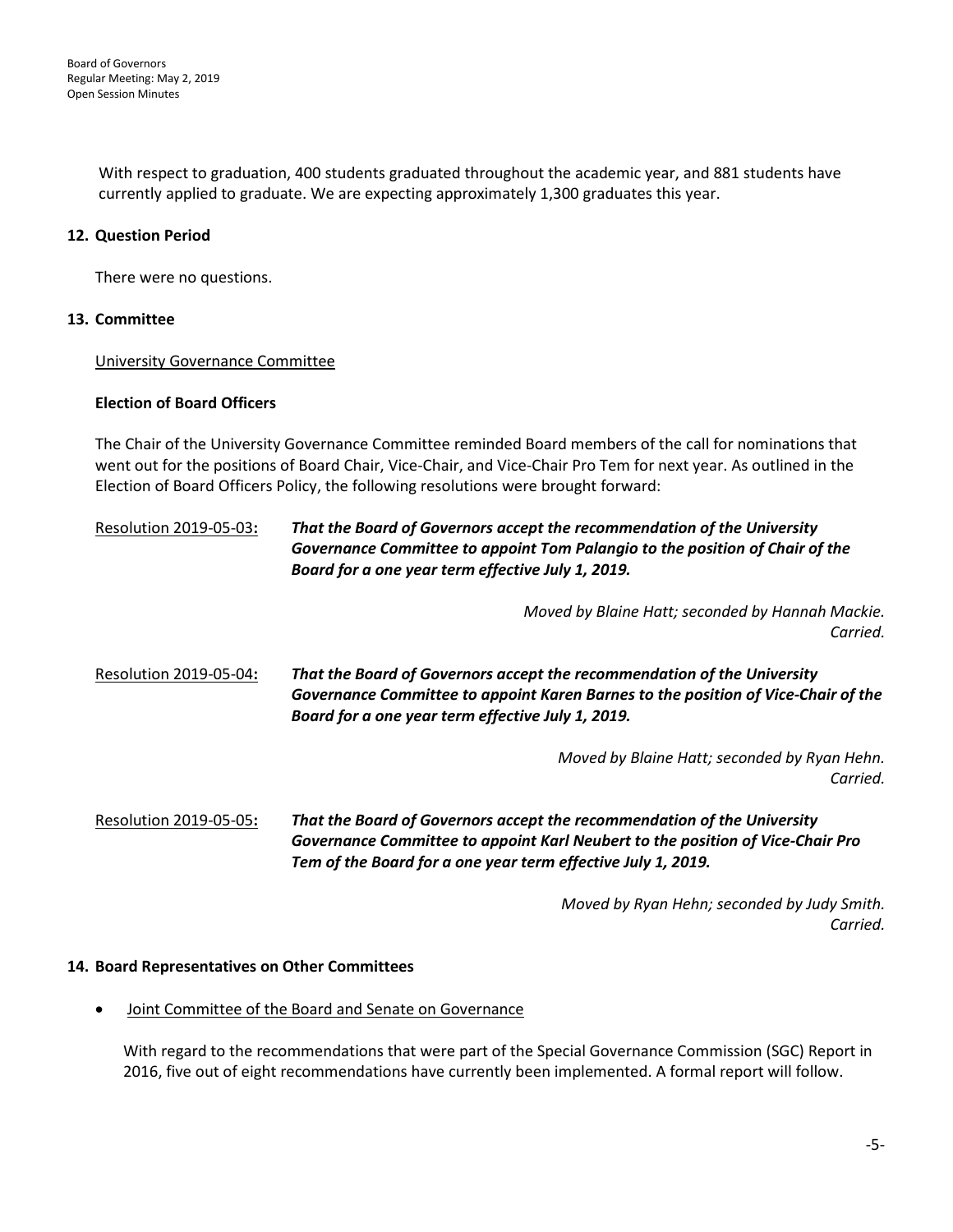With respect to graduation, 400 students graduated throughout the academic year, and 881 students have currently applied to graduate. We are expecting approximately 1,300 graduates this year.

## 12. Question Period

There were no questions.

## 13. Committee

University Governance Committee

### Election of Board Officers

The Chair of the University Governance Committee reminded Board members of the call for nominations that went out for the positions of Board Chair, Vice-Chair, and Vice-Chair Pro Tem for next year. As outlined in the Election of Board Officers Policy, the following resolutions were brought forward:

Resolution 2019-05-03**:** ***That the Board of Governors accept the recommendation of the University Governance Committee to appoint Tom Palangio to the position of Chair of the Board for a one year term effective July 1, 2019.***

*Moved by Blaine Hatt; seconded by Hannah Mackie.*
*Carried.*

Resolution 2019-05-04**:** ***That the Board of Governors accept the recommendation of the University Governance Committee to appoint Karen Barnes to the position of Vice-Chair of the Board for a one year term effective July 1, 2019.***

*Moved by Blaine Hatt; seconded by Ryan Hehn.*
*Carried.*

Resolution 2019-05-05**:** ***That the Board of Governors accept the recommendation of the University Governance Committee to appoint Karl Neubert to the position of Vice-Chair Pro Tem of the Board for a one year term effective July 1, 2019.***

*Moved by Ryan Hehn; seconded by Judy Smith.*
*Carried.*

## 14. Board Representatives on Other Committees

- Joint Committee of the Board and Senate on Governance

With regard to the recommendations that were part of the Special Governance Commission (SGC) Report in 2016, five out of eight recommendations have currently been implemented. A formal report will follow.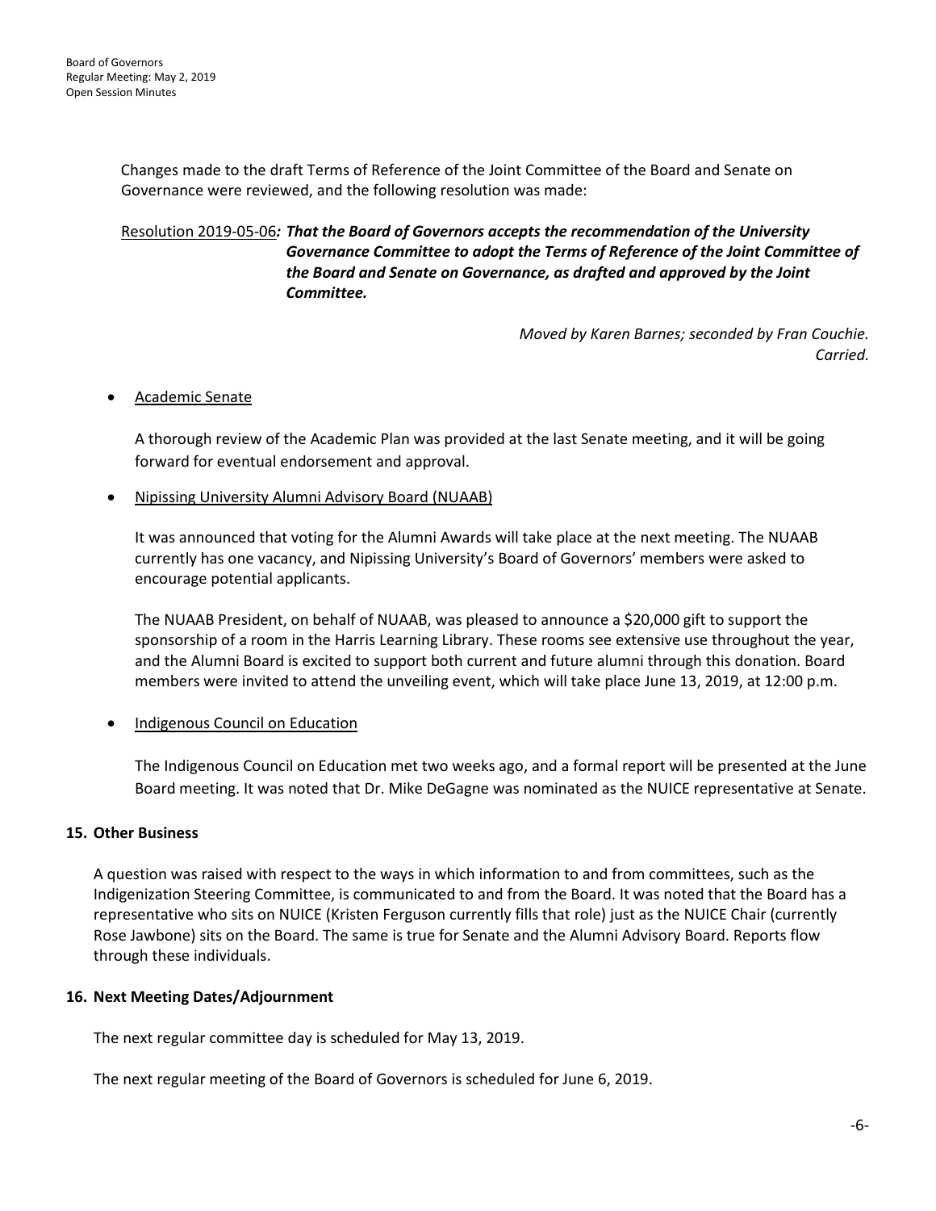Changes made to the draft Terms of Reference of the Joint Committee of the Board and Senate on Governance were reviewed, and the following resolution was made:

Resolution 2019-05-06: ***That the Board of Governors accepts the recommendation of the University Governance Committee to adopt the Terms of Reference of the Joint Committee of the Board and Senate on Governance, as drafted and approved by the Joint Committee.***

*Moved by Karen Barnes; seconded by Fran Couchie.*
*Carried.*

- Academic Senate

  A thorough review of the Academic Plan was provided at the last Senate meeting, and it will be going forward for eventual endorsement and approval.

- Nipissing University Alumni Advisory Board (NUAAB)

  It was announced that voting for the Alumni Awards will take place at the next meeting. The NUAAB currently has one vacancy, and Nipissing University's Board of Governors' members were asked to encourage potential applicants.

  The NUAAB President, on behalf of NUAAB, was pleased to announce a $20,000 gift to support the sponsorship of a room in the Harris Learning Library. These rooms see extensive use throughout the year, and the Alumni Board is excited to support both current and future alumni through this donation. Board members were invited to attend the unveiling event, which will take place June 13, 2019, at 12:00 p.m.

- Indigenous Council on Education

  The Indigenous Council on Education met two weeks ago, and a formal report will be presented at the June Board meeting. It was noted that Dr. Mike DeGagne was nominated as the NUICE representative at Senate.

## 15. Other Business

A question was raised with respect to the ways in which information to and from committees, such as the Indigenization Steering Committee, is communicated to and from the Board. It was noted that the Board has a representative who sits on NUICE (Kristen Ferguson currently fills that role) just as the NUICE Chair (currently Rose Jawbone) sits on the Board. The same is true for Senate and the Alumni Advisory Board. Reports flow through these individuals.

## 16. Next Meeting Dates/Adjournment

The next regular committee day is scheduled for May 13, 2019.

The next regular meeting of the Board of Governors is scheduled for June 6, 2019.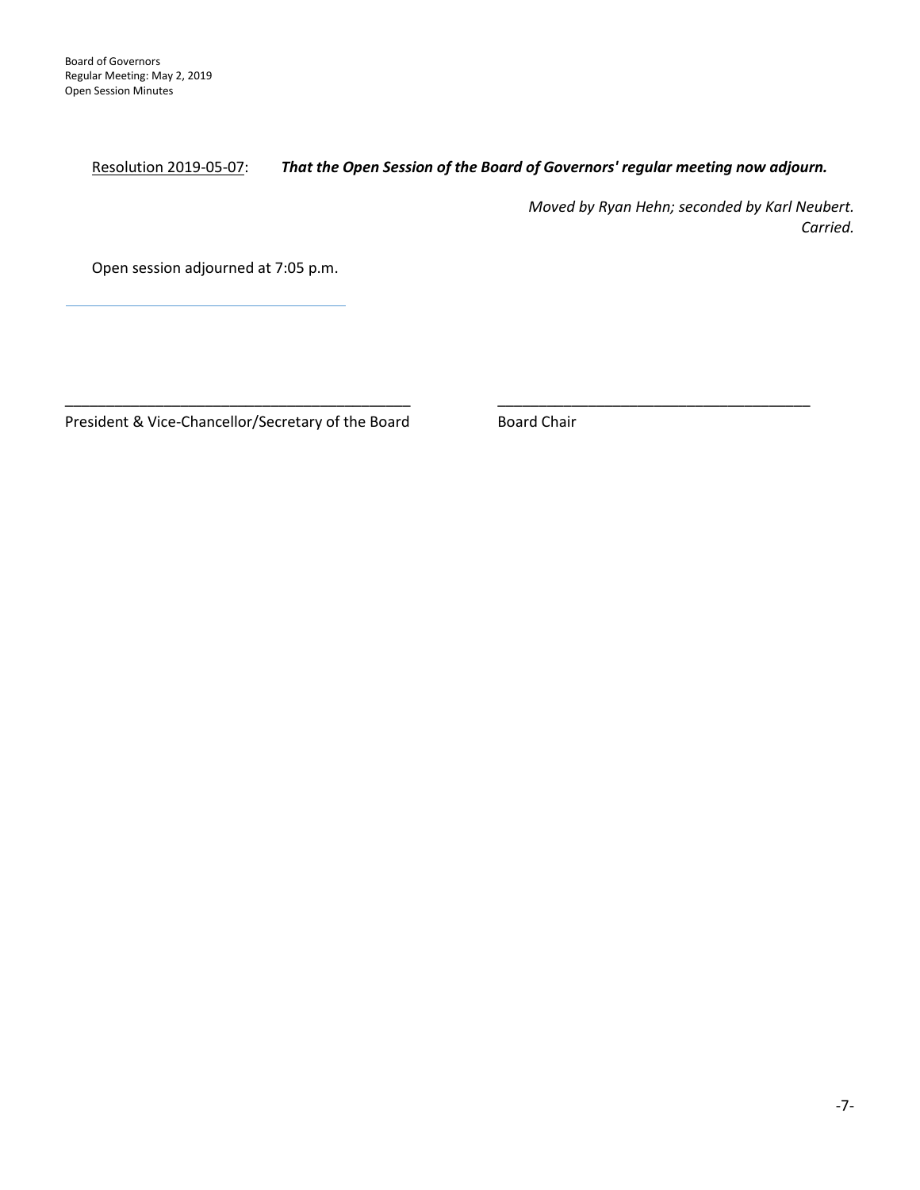Resolution 2019-05-07: ***That the Open Session of the Board of Governors' regular meeting now adjourn.***

*Moved by Ryan Hehn; seconded by Karl Neubert.*
*Carried.*

Open session adjourned at 7:05 p.m.

---

\_\_\_\_\_\_\_\_\_\_\_\_\_\_\_\_\_\_\_\_\_\_\_\_\_\_\_\_\_\_\_\_\_\_\_\_\_\_\_\_\_\_\_
President & Vice-Chancellor/Secretary of the Board

\_\_\_\_\_\_\_\_\_\_\_\_\_\_\_\_\_\_\_\_\_\_\_\_\_\_\_\_\_\_\_\_\_\_\_\_\_\_\_
Board Chair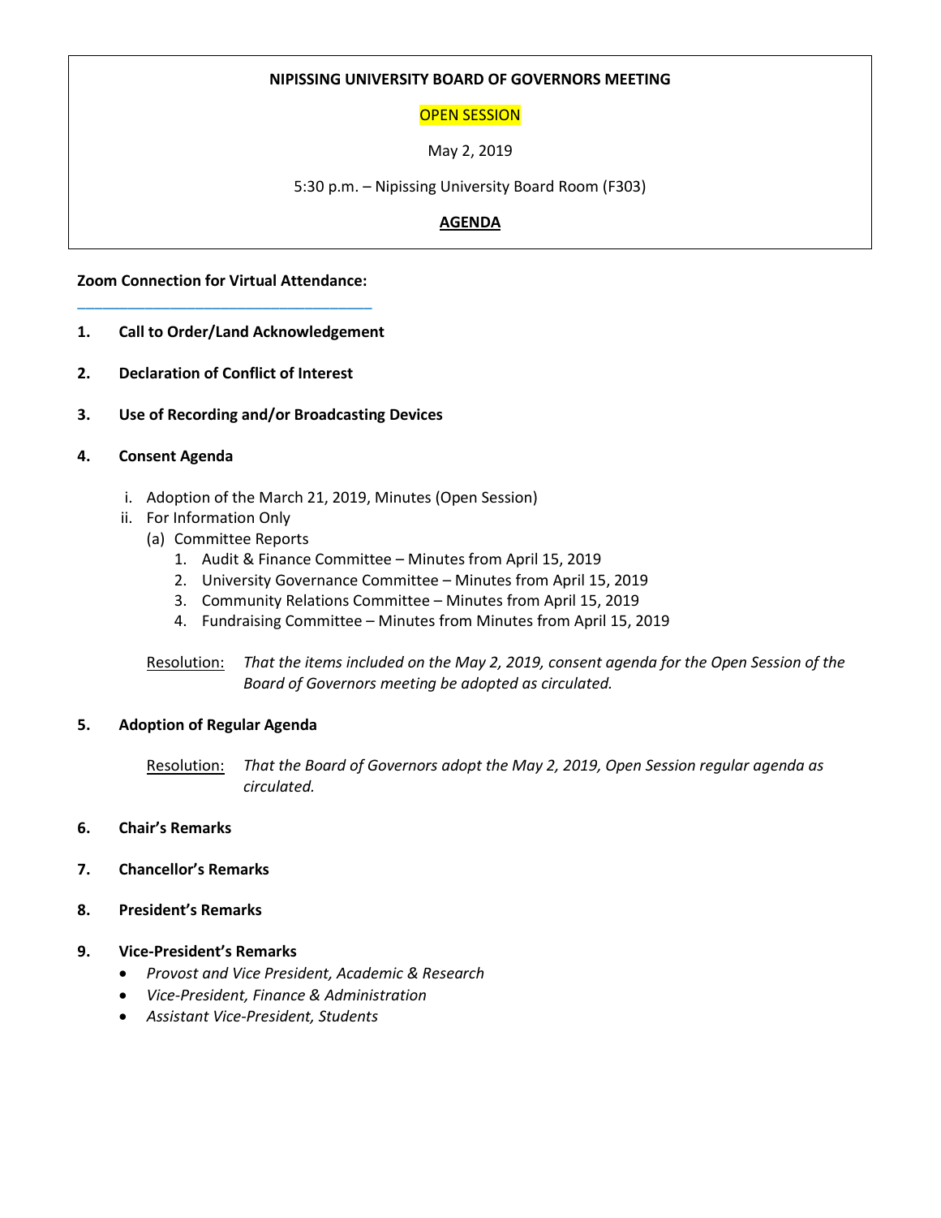**NIPISSING UNIVERSITY BOARD OF GOVERNORS MEETING**

OPEN SESSION

May 2, 2019

5:30 p.m. – Nipissing University Board Room (F303)

**AGENDA**

**Zoom Connection for Virtual Attendance:**

**1. Call to Order/Land Acknowledgement**

**2. Declaration of Conflict of Interest**

**3. Use of Recording and/or Broadcasting Devices**

**4. Consent Agenda**

i. Adoption of the March 21, 2019, Minutes (Open Session)
ii. For Information Only
   (a) Committee Reports
      1. Audit & Finance Committee – Minutes from April 15, 2019
      2. University Governance Committee – Minutes from April 15, 2019
      3. Community Relations Committee – Minutes from April 15, 2019
      4. Fundraising Committee – Minutes from Minutes from April 15, 2019

Resolution: *That the items included on the May 2, 2019, consent agenda for the Open Session of the Board of Governors meeting be adopted as circulated.*

**5. Adoption of Regular Agenda**

Resolution: *That the Board of Governors adopt the May 2, 2019, Open Session regular agenda as circulated.*

**6. Chair's Remarks**

**7. Chancellor's Remarks**

**8. President's Remarks**

**9. Vice-President's Remarks**

- *Provost and Vice President, Academic & Research*
- *Vice-President, Finance & Administration*
- *Assistant Vice-President, Students*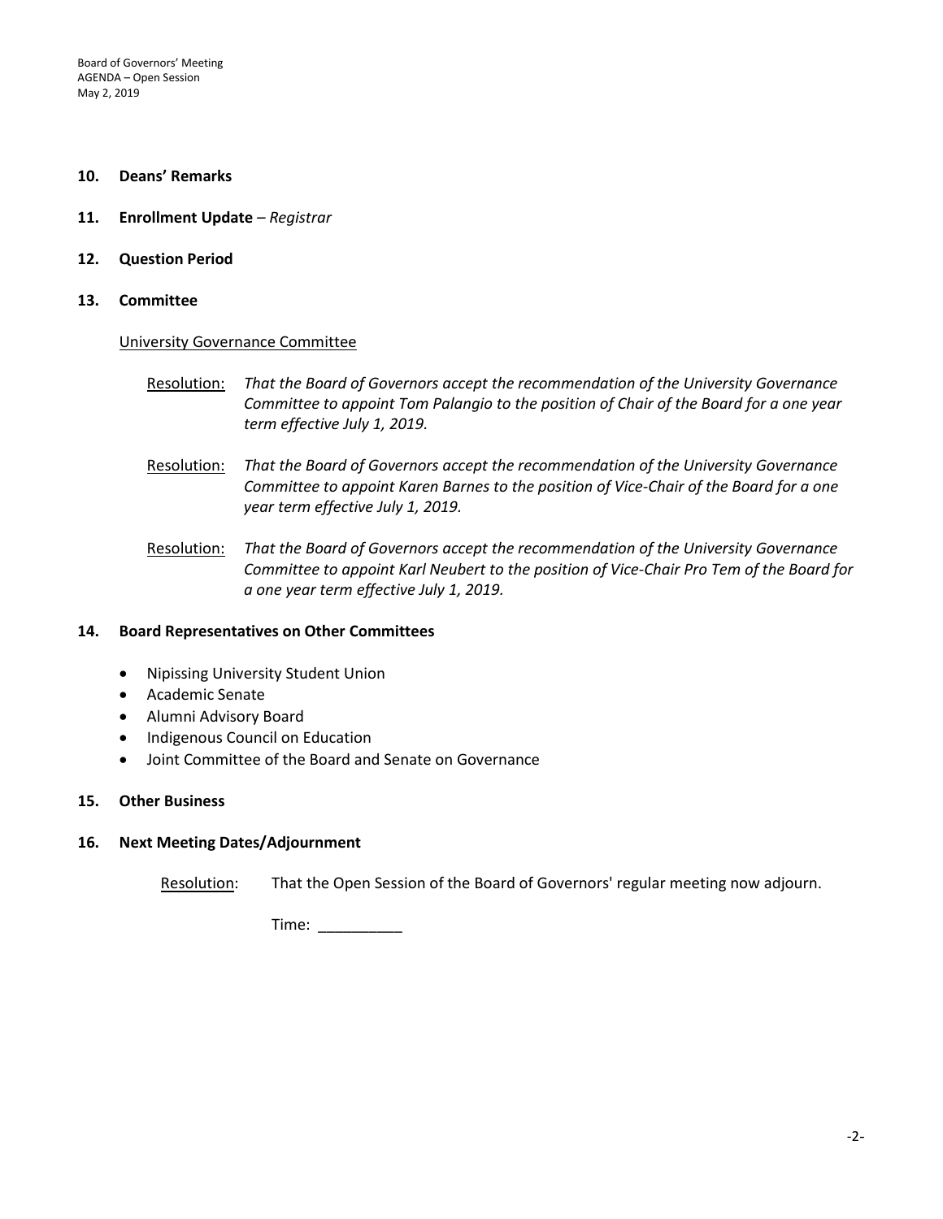**10. Deans' Remarks**

**11. Enrollment Update** – *Registrar*

**12. Question Period**

**13. Committee**

University Governance Committee

Resolution: *That the Board of Governors accept the recommendation of the University Governance Committee to appoint Tom Palangio to the position of Chair of the Board for a one year term effective July 1, 2019.*

Resolution: *That the Board of Governors accept the recommendation of the University Governance Committee to appoint Karen Barnes to the position of Vice-Chair of the Board for a one year term effective July 1, 2019.*

Resolution: *That the Board of Governors accept the recommendation of the University Governance Committee to appoint Karl Neubert to the position of Vice-Chair Pro Tem of the Board for a one year term effective July 1, 2019.*

**14. Board Representatives on Other Committees**

- Nipissing University Student Union
- Academic Senate
- Alumni Advisory Board
- Indigenous Council on Education
- Joint Committee of the Board and Senate on Governance

**15. Other Business**

**16. Next Meeting Dates/Adjournment**

Resolution: That the Open Session of the Board of Governors' regular meeting now adjourn.

Time: __________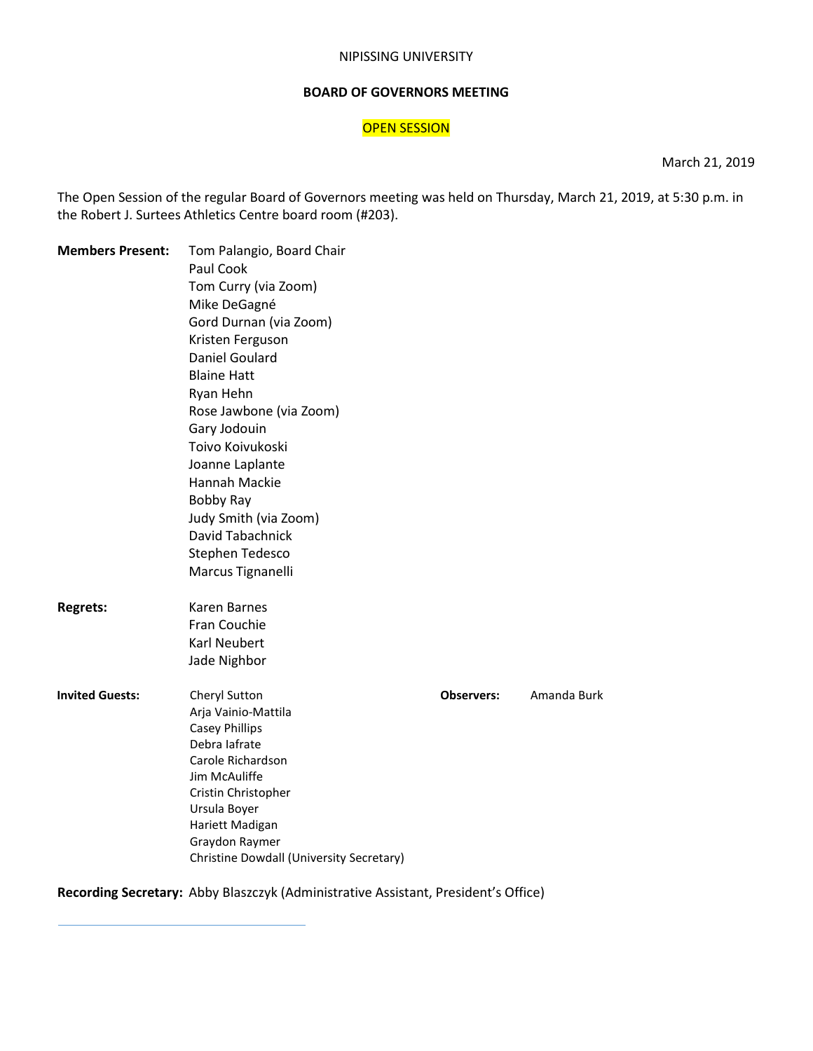NIPISSING UNIVERSITY

**BOARD OF GOVERNORS MEETING**

OPEN SESSION

March 21, 2019

The Open Session of the regular Board of Governors meeting was held on Thursday, March 21, 2019, at 5:30 p.m. in the Robert J. Surtees Athletics Centre board room (#203).

**Members Present:**
Tom Palangio, Board Chair
Paul Cook
Tom Curry (via Zoom)
Mike DeGagné
Gord Durnan (via Zoom)
Kristen Ferguson
Daniel Goulard
Blaine Hatt
Ryan Hehn
Rose Jawbone (via Zoom)
Gary Jodouin
Toivo Koivukoski
Joanne Laplante
Hannah Mackie
Bobby Ray
Judy Smith (via Zoom)
David Tabachnick
Stephen Tedesco
Marcus Tignanelli

**Regrets:**
Karen Barnes
Fran Couchie
Karl Neubert
Jade Nighbor

**Invited Guests:**
Cheryl Sutton
Arja Vainio-Mattila
Casey Phillips
Debra Iafrate
Carole Richardson
Jim McAuliffe
Cristin Christopher
Ursula Boyer
Hariett Madigan
Graydon Raymer
Christine Dowdall (University Secretary)

**Observers:** Amanda Burk

**Recording Secretary:** Abby Blaszczyk (Administrative Assistant, President's Office)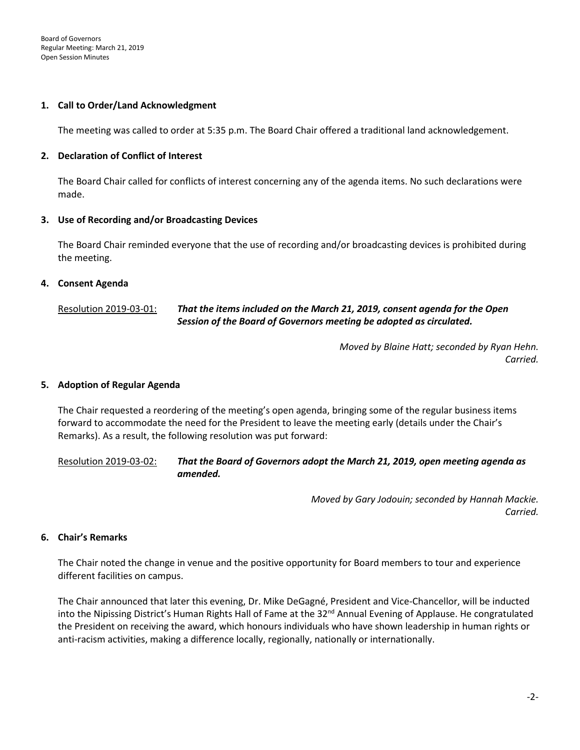## 1. Call to Order/Land Acknowledgment

The meeting was called to order at 5:35 p.m. The Board Chair offered a traditional land acknowledgement.

## 2. Declaration of Conflict of Interest

The Board Chair called for conflicts of interest concerning any of the agenda items. No such declarations were made.

## 3. Use of Recording and/or Broadcasting Devices

The Board Chair reminded everyone that the use of recording and/or broadcasting devices is prohibited during the meeting.

## 4. Consent Agenda

Resolution 2019-03-01: ***That the items included on the March 21, 2019, consent agenda for the Open Session of the Board of Governors meeting be adopted as circulated.***

*Moved by Blaine Hatt; seconded by Ryan Hehn.*
*Carried.*

## 5. Adoption of Regular Agenda

The Chair requested a reordering of the meeting's open agenda, bringing some of the regular business items forward to accommodate the need for the President to leave the meeting early (details under the Chair's Remarks). As a result, the following resolution was put forward:

Resolution 2019-03-02: ***That the Board of Governors adopt the March 21, 2019, open meeting agenda as amended.***

*Moved by Gary Jodouin; seconded by Hannah Mackie.*
*Carried.*

## 6. Chair's Remarks

The Chair noted the change in venue and the positive opportunity for Board members to tour and experience different facilities on campus.

The Chair announced that later this evening, Dr. Mike DeGagné, President and Vice-Chancellor, will be inducted into the Nipissing District's Human Rights Hall of Fame at the 32nd Annual Evening of Applause. He congratulated the President on receiving the award, which honours individuals who have shown leadership in human rights or anti-racism activities, making a difference locally, regionally, nationally or internationally.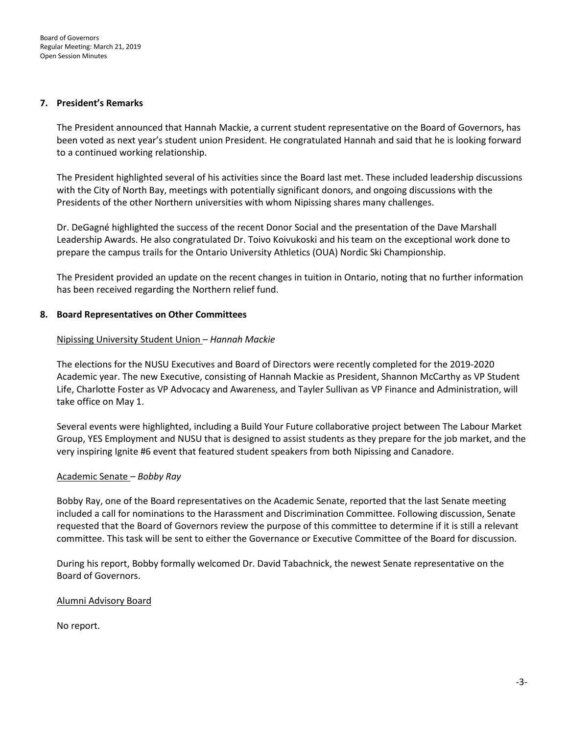## 7. President's Remarks

The President announced that Hannah Mackie, a current student representative on the Board of Governors, has been voted as next year's student union President. He congratulated Hannah and said that he is looking forward to a continued working relationship.

The President highlighted several of his activities since the Board last met. These included leadership discussions with the City of North Bay, meetings with potentially significant donors, and ongoing discussions with the Presidents of the other Northern universities with whom Nipissing shares many challenges.

Dr. DeGagné highlighted the success of the recent Donor Social and the presentation of the Dave Marshall Leadership Awards. He also congratulated Dr. Toivo Koivukoski and his team on the exceptional work done to prepare the campus trails for the Ontario University Athletics (OUA) Nordic Ski Championship.

The President provided an update on the recent changes in tuition in Ontario, noting that no further information has been received regarding the Northern relief fund.

## 8. Board Representatives on Other Committees

Nipissing University Student Union – *Hannah Mackie*

The elections for the NUSU Executives and Board of Directors were recently completed for the 2019-2020 Academic year. The new Executive, consisting of Hannah Mackie as President, Shannon McCarthy as VP Student Life, Charlotte Foster as VP Advocacy and Awareness, and Tayler Sullivan as VP Finance and Administration, will take office on May 1.

Several events were highlighted, including a Build Your Future collaborative project between The Labour Market Group, YES Employment and NUSU that is designed to assist students as they prepare for the job market, and the very inspiring Ignite #6 event that featured student speakers from both Nipissing and Canadore.

Academic Senate – *Bobby Ray*

Bobby Ray, one of the Board representatives on the Academic Senate, reported that the last Senate meeting included a call for nominations to the Harassment and Discrimination Committee. Following discussion, Senate requested that the Board of Governors review the purpose of this committee to determine if it is still a relevant committee. This task will be sent to either the Governance or Executive Committee of the Board for discussion.

During his report, Bobby formally welcomed Dr. David Tabachnick, the newest Senate representative on the Board of Governors.

Alumni Advisory Board

No report.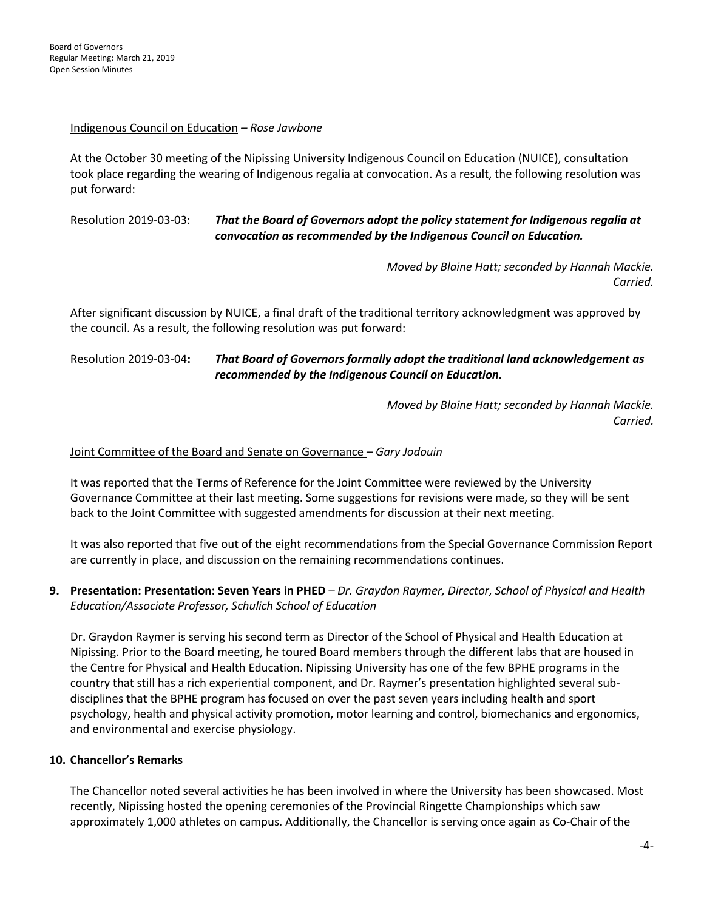Indigenous Council on Education – *Rose Jawbone*

At the October 30 meeting of the Nipissing University Indigenous Council on Education (NUICE), consultation took place regarding the wearing of Indigenous regalia at convocation. As a result, the following resolution was put forward:

Resolution 2019-03-03: ***That the Board of Governors adopt the policy statement for Indigenous regalia at convocation as recommended by the Indigenous Council on Education.***

*Moved by Blaine Hatt; seconded by Hannah Mackie.*
*Carried.*

After significant discussion by NUICE, a final draft of the traditional territory acknowledgment was approved by the council. As a result, the following resolution was put forward:

Resolution 2019-03-04**:** ***That Board of Governors formally adopt the traditional land acknowledgement as recommended by the Indigenous Council on Education.***

*Moved by Blaine Hatt; seconded by Hannah Mackie.*
*Carried.*

Joint Committee of the Board and Senate on Governance – *Gary Jodouin*

It was reported that the Terms of Reference for the Joint Committee were reviewed by the University Governance Committee at their last meeting. Some suggestions for revisions were made, so they will be sent back to the Joint Committee with suggested amendments for discussion at their next meeting.

It was also reported that five out of the eight recommendations from the Special Governance Commission Report are currently in place, and discussion on the remaining recommendations continues.

**9. Presentation: Presentation: Seven Years in PHED** – *Dr. Graydon Raymer, Director, School of Physical and Health Education/Associate Professor, Schulich School of Education*

Dr. Graydon Raymer is serving his second term as Director of the School of Physical and Health Education at Nipissing. Prior to the Board meeting, he toured Board members through the different labs that are housed in the Centre for Physical and Health Education. Nipissing University has one of the few BPHE programs in the country that still has a rich experiential component, and Dr. Raymer's presentation highlighted several sub-disciplines that the BPHE program has focused on over the past seven years including health and sport psychology, health and physical activity promotion, motor learning and control, biomechanics and ergonomics, and environmental and exercise physiology.

**10. Chancellor's Remarks**

The Chancellor noted several activities he has been involved in where the University has been showcased. Most recently, Nipissing hosted the opening ceremonies of the Provincial Ringette Championships which saw approximately 1,000 athletes on campus. Additionally, the Chancellor is serving once again as Co-Chair of the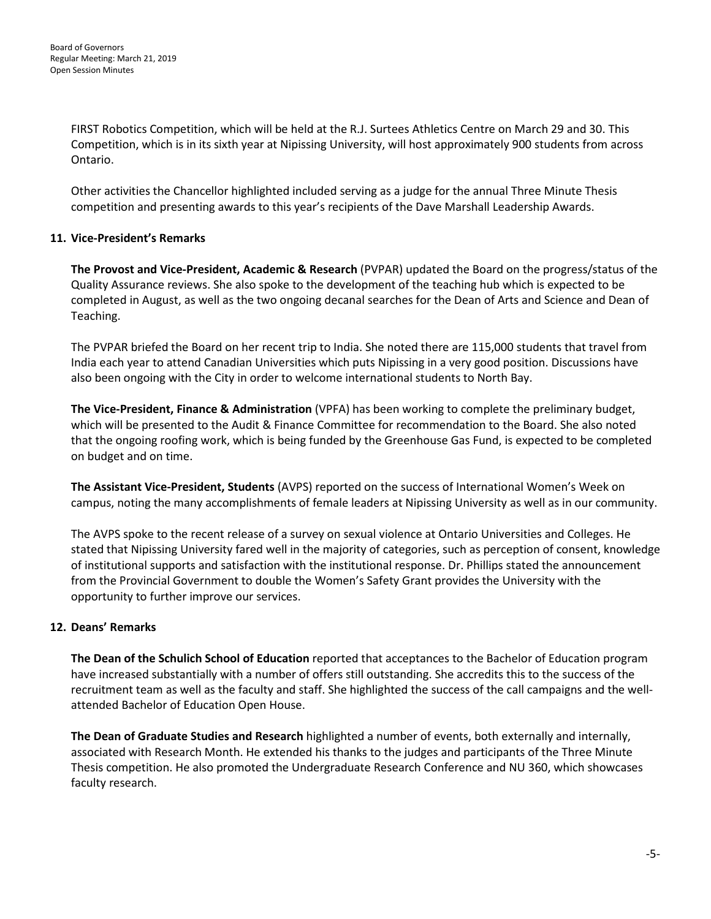FIRST Robotics Competition, which will be held at the R.J. Surtees Athletics Centre on March 29 and 30. This Competition, which is in its sixth year at Nipissing University, will host approximately 900 students from across Ontario.

Other activities the Chancellor highlighted included serving as a judge for the annual Three Minute Thesis competition and presenting awards to this year's recipients of the Dave Marshall Leadership Awards.

## 11. Vice-President's Remarks

**The Provost and Vice-President, Academic & Research** (PVPAR) updated the Board on the progress/status of the Quality Assurance reviews. She also spoke to the development of the teaching hub which is expected to be completed in August, as well as the two ongoing decanal searches for the Dean of Arts and Science and Dean of Teaching.

The PVPAR briefed the Board on her recent trip to India. She noted there are 115,000 students that travel from India each year to attend Canadian Universities which puts Nipissing in a very good position. Discussions have also been ongoing with the City in order to welcome international students to North Bay.

**The Vice-President, Finance & Administration** (VPFA) has been working to complete the preliminary budget, which will be presented to the Audit & Finance Committee for recommendation to the Board. She also noted that the ongoing roofing work, which is being funded by the Greenhouse Gas Fund, is expected to be completed on budget and on time.

**The Assistant Vice-President, Students** (AVPS) reported on the success of International Women's Week on campus, noting the many accomplishments of female leaders at Nipissing University as well as in our community.

The AVPS spoke to the recent release of a survey on sexual violence at Ontario Universities and Colleges. He stated that Nipissing University fared well in the majority of categories, such as perception of consent, knowledge of institutional supports and satisfaction with the institutional response. Dr. Phillips stated the announcement from the Provincial Government to double the Women's Safety Grant provides the University with the opportunity to further improve our services.

## 12. Deans' Remarks

**The Dean of the Schulich School of Education** reported that acceptances to the Bachelor of Education program have increased substantially with a number of offers still outstanding. She accredits this to the success of the recruitment team as well as the faculty and staff. She highlighted the success of the call campaigns and the well-attended Bachelor of Education Open House.

**The Dean of Graduate Studies and Research** highlighted a number of events, both externally and internally, associated with Research Month. He extended his thanks to the judges and participants of the Three Minute Thesis competition. He also promoted the Undergraduate Research Conference and NU 360, which showcases faculty research.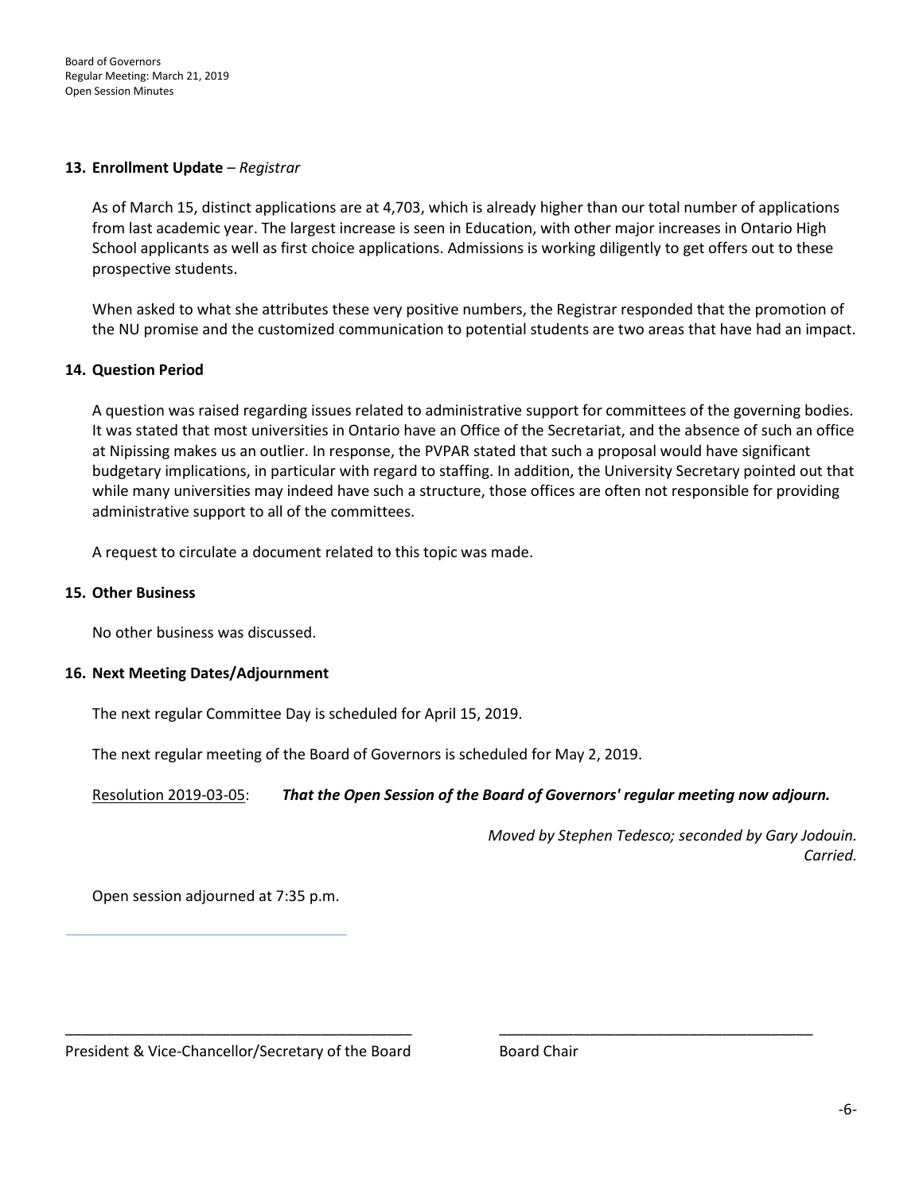**13. Enrollment Update** – *Registrar*

As of March 15, distinct applications are at 4,703, which is already higher than our total number of applications from last academic year. The largest increase is seen in Education, with other major increases in Ontario High School applicants as well as first choice applications. Admissions is working diligently to get offers out to these prospective students.

When asked to what she attributes these very positive numbers, the Registrar responded that the promotion of the NU promise and the customized communication to potential students are two areas that have had an impact.

**14. Question Period**

A question was raised regarding issues related to administrative support for committees of the governing bodies. It was stated that most universities in Ontario have an Office of the Secretariat, and the absence of such an office at Nipissing makes us an outlier. In response, the PVPAR stated that such a proposal would have significant budgetary implications, in particular with regard to staffing. In addition, the University Secretary pointed out that while many universities may indeed have such a structure, those offices are often not responsible for providing administrative support to all of the committees.

A request to circulate a document related to this topic was made.

**15. Other Business**

No other business was discussed.

**16. Next Meeting Dates/Adjournment**

The next regular Committee Day is scheduled for April 15, 2019.

The next regular meeting of the Board of Governors is scheduled for May 2, 2019.

Resolution 2019-03-05: ***That the Open Session of the Board of Governors' regular meeting now adjourn.***

*Moved by Stephen Tedesco; seconded by Gary Jodouin.*
*Carried.*

Open session adjourned at 7:35 p.m.

\_\_\_\_\_\_\_\_\_\_\_\_\_\_\_\_\_\_\_\_\_\_\_\_\_\_\_\_\_\_\_\_\_\_\_\_\_\_\_\_
President & Vice-Chancellor/Secretary of the Board

\_\_\_\_\_\_\_\_\_\_\_\_\_\_\_\_\_\_\_\_\_\_\_\_\_\_\_\_\_\_\_\_\_\_\_\_\_\_\_\_
Board Chair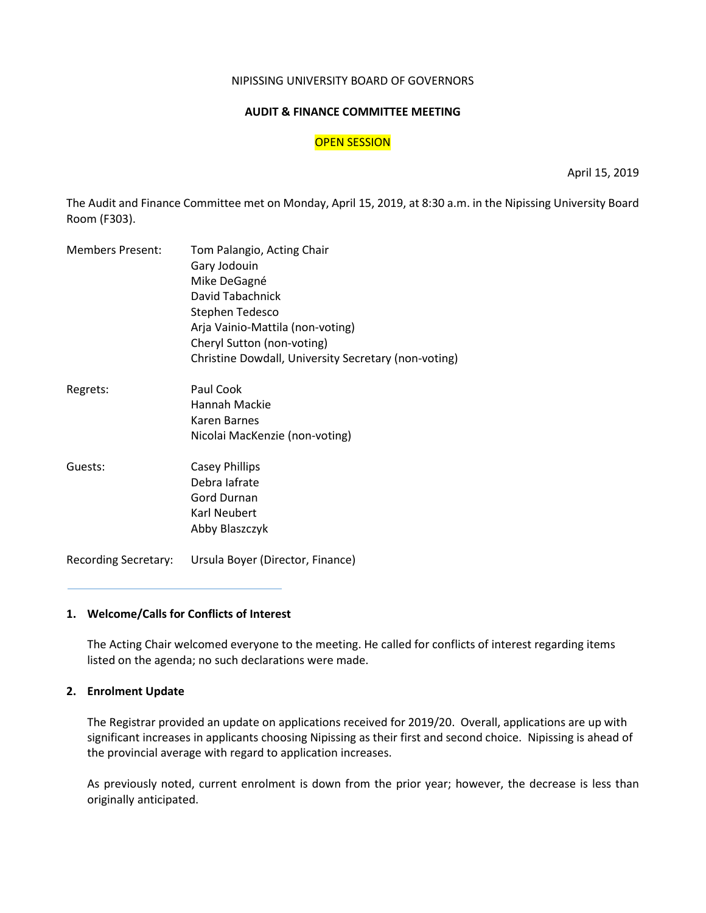NIPISSING UNIVERSITY BOARD OF GOVERNORS

**AUDIT & FINANCE COMMITTEE MEETING**

OPEN SESSION

April 15, 2019

The Audit and Finance Committee met on Monday, April 15, 2019, at 8:30 a.m. in the Nipissing University Board Room (F303).

| | |
|---|---|
| Members Present: | Tom Palangio, Acting Chair<br>Gary Jodouin<br>Mike DeGagné<br>David Tabachnick<br>Stephen Tedesco<br>Arja Vainio-Mattila (non-voting)<br>Cheryl Sutton (non-voting)<br>Christine Dowdall, University Secretary (non-voting) |
| Regrets: | Paul Cook<br>Hannah Mackie<br>Karen Barnes<br>Nicolai MacKenzie (non-voting) |
| Guests: | Casey Phillips<br>Debra Iafrate<br>Gord Durnan<br>Karl Neubert<br>Abby Blaszczyk |
| Recording Secretary: | Ursula Boyer (Director, Finance) |

---

**1. Welcome/Calls for Conflicts of Interest**

The Acting Chair welcomed everyone to the meeting. He called for conflicts of interest regarding items listed on the agenda; no such declarations were made.

**2. Enrolment Update**

The Registrar provided an update on applications received for 2019/20. Overall, applications are up with significant increases in applicants choosing Nipissing as their first and second choice. Nipissing is ahead of the provincial average with regard to application increases.

As previously noted, current enrolment is down from the prior year; however, the decrease is less than originally anticipated.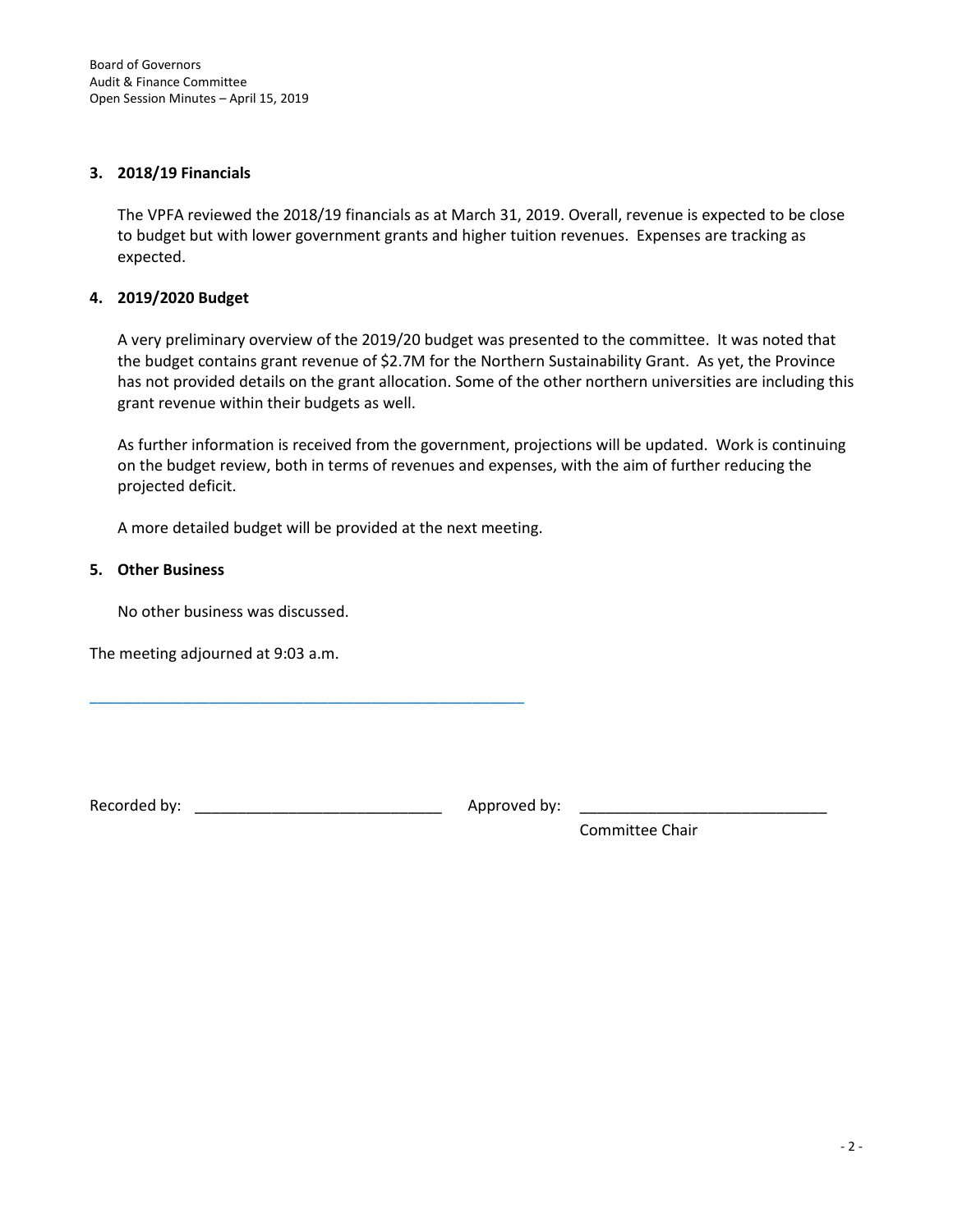**3. 2018/19 Financials**

The VPFA reviewed the 2018/19 financials as at March 31, 2019. Overall, revenue is expected to be close to budget but with lower government grants and higher tuition revenues. Expenses are tracking as expected.

**4. 2019/2020 Budget**

A very preliminary overview of the 2019/20 budget was presented to the committee. It was noted that the budget contains grant revenue of $2.7M for the Northern Sustainability Grant. As yet, the Province has not provided details on the grant allocation. Some of the other northern universities are including this grant revenue within their budgets as well.

As further information is received from the government, projections will be updated. Work is continuing on the budget review, both in terms of revenues and expenses, with the aim of further reducing the projected deficit.

A more detailed budget will be provided at the next meeting.

**5. Other Business**

No other business was discussed.

The meeting adjourned at 9:03 a.m.

---

Recorded by: ____________________________ Approved by: ____________________________
Committee Chair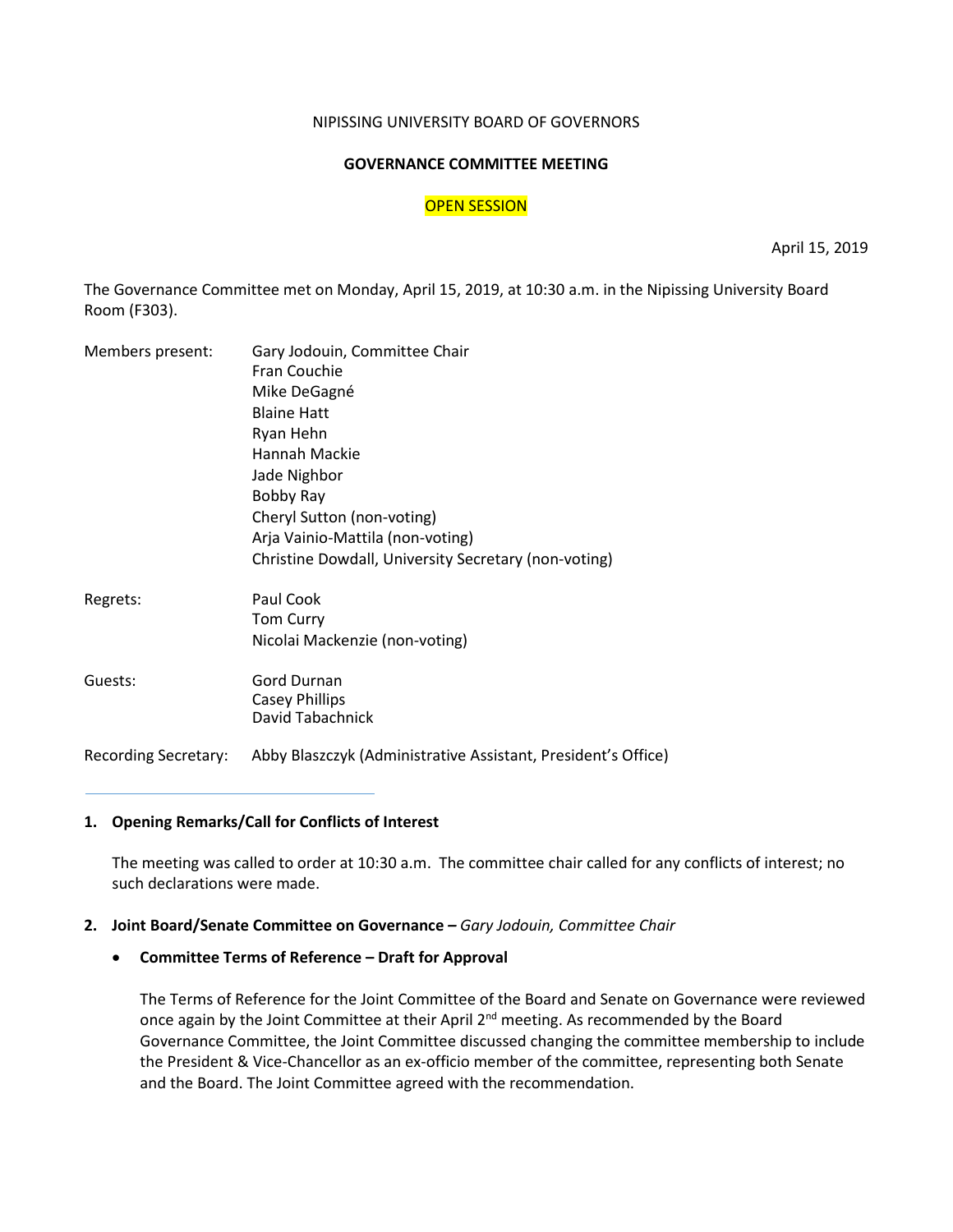NIPISSING UNIVERSITY BOARD OF GOVERNORS

**GOVERNANCE COMMITTEE MEETING**

OPEN SESSION

April 15, 2019

The Governance Committee met on Monday, April 15, 2019, at 10:30 a.m. in the Nipissing University Board Room (F303).

Members present: Gary Jodouin, Committee Chair
Fran Couchie
Mike DeGagné
Blaine Hatt
Ryan Hehn
Hannah Mackie
Jade Nighbor
Bobby Ray
Cheryl Sutton (non-voting)
Arja Vainio-Mattila (non-voting)
Christine Dowdall, University Secretary (non-voting)

Regrets: Paul Cook
Tom Curry
Nicolai Mackenzie (non-voting)

Guests: Gord Durnan
Casey Phillips
David Tabachnick

Recording Secretary: Abby Blaszczyk (Administrative Assistant, President's Office)

**1. Opening Remarks/Call for Conflicts of Interest**

The meeting was called to order at 10:30 a.m. The committee chair called for any conflicts of interest; no such declarations were made.

**2. Joint Board/Senate Committee on Governance –** *Gary Jodouin, Committee Chair*

- **Committee Terms of Reference – Draft for Approval**

The Terms of Reference for the Joint Committee of the Board and Senate on Governance were reviewed once again by the Joint Committee at their April 2nd meeting. As recommended by the Board Governance Committee, the Joint Committee discussed changing the committee membership to include the President & Vice-Chancellor as an ex-officio member of the committee, representing both Senate and the Board. The Joint Committee agreed with the recommendation.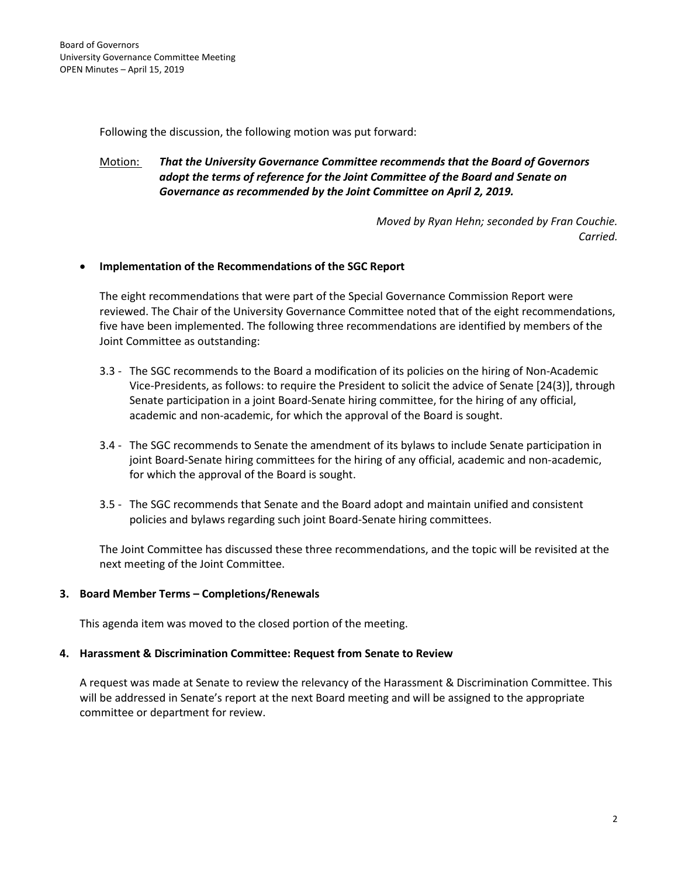Following the discussion, the following motion was put forward:

Motion: ***That the University Governance Committee recommends that the Board of Governors adopt the terms of reference for the Joint Committee of the Board and Senate on Governance as recommended by the Joint Committee on April 2, 2019.***

*Moved by Ryan Hehn; seconded by Fran Couchie.*
*Carried.*

- **Implementation of the Recommendations of the SGC Report**

The eight recommendations that were part of the Special Governance Commission Report were reviewed. The Chair of the University Governance Committee noted that of the eight recommendations, five have been implemented. The following three recommendations are identified by members of the Joint Committee as outstanding:

3.3 - The SGC recommends to the Board a modification of its policies on the hiring of Non-Academic Vice-Presidents, as follows: to require the President to solicit the advice of Senate [24(3)], through Senate participation in a joint Board-Senate hiring committee, for the hiring of any official, academic and non-academic, for which the approval of the Board is sought.

3.4 - The SGC recommends to Senate the amendment of its bylaws to include Senate participation in joint Board-Senate hiring committees for the hiring of any official, academic and non-academic, for which the approval of the Board is sought.

3.5 - The SGC recommends that Senate and the Board adopt and maintain unified and consistent policies and bylaws regarding such joint Board-Senate hiring committees.

The Joint Committee has discussed these three recommendations, and the topic will be revisited at the next meeting of the Joint Committee.

**3. Board Member Terms – Completions/Renewals**

This agenda item was moved to the closed portion of the meeting.

**4. Harassment & Discrimination Committee: Request from Senate to Review**

A request was made at Senate to review the relevancy of the Harassment & Discrimination Committee. This will be addressed in Senate's report at the next Board meeting and will be assigned to the appropriate committee or department for review.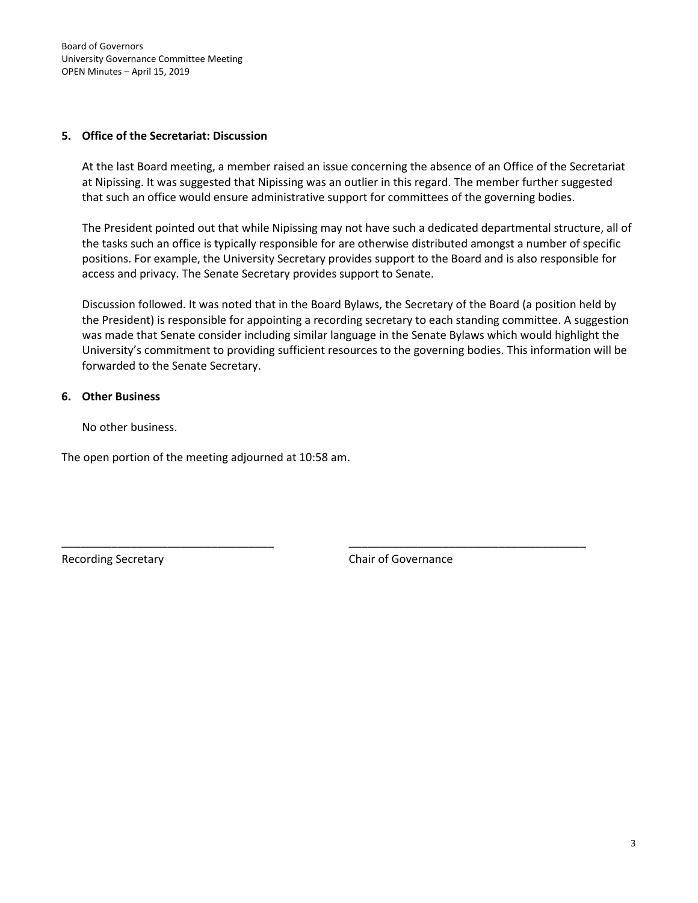## 5. Office of the Secretariat: Discussion

At the last Board meeting, a member raised an issue concerning the absence of an Office of the Secretariat at Nipissing. It was suggested that Nipissing was an outlier in this regard. The member further suggested that such an office would ensure administrative support for committees of the governing bodies.

The President pointed out that while Nipissing may not have such a dedicated departmental structure, all of the tasks such an office is typically responsible for are otherwise distributed amongst a number of specific positions. For example, the University Secretary provides support to the Board and is also responsible for access and privacy. The Senate Secretary provides support to Senate.

Discussion followed. It was noted that in the Board Bylaws, the Secretary of the Board (a position held by the President) is responsible for appointing a recording secretary to each standing committee. A suggestion was made that Senate consider including similar language in the Senate Bylaws which would highlight the University's commitment to providing sufficient resources to the governing bodies. This information will be forwarded to the Senate Secretary.

## 6. Other Business

No other business.

The open portion of the meeting adjourned at 10:58 am.

\_\_\_\_\_\_\_\_\_\_\_\_\_\_\_\_\_\_\_\_\_\_\_\_\_\_\_\_\_\_\_\_\_\_
Recording Secretary

\_\_\_\_\_\_\_\_\_\_\_\_\_\_\_\_\_\_\_\_\_\_\_\_\_\_\_\_\_\_\_\_\_\_
Chair of Governance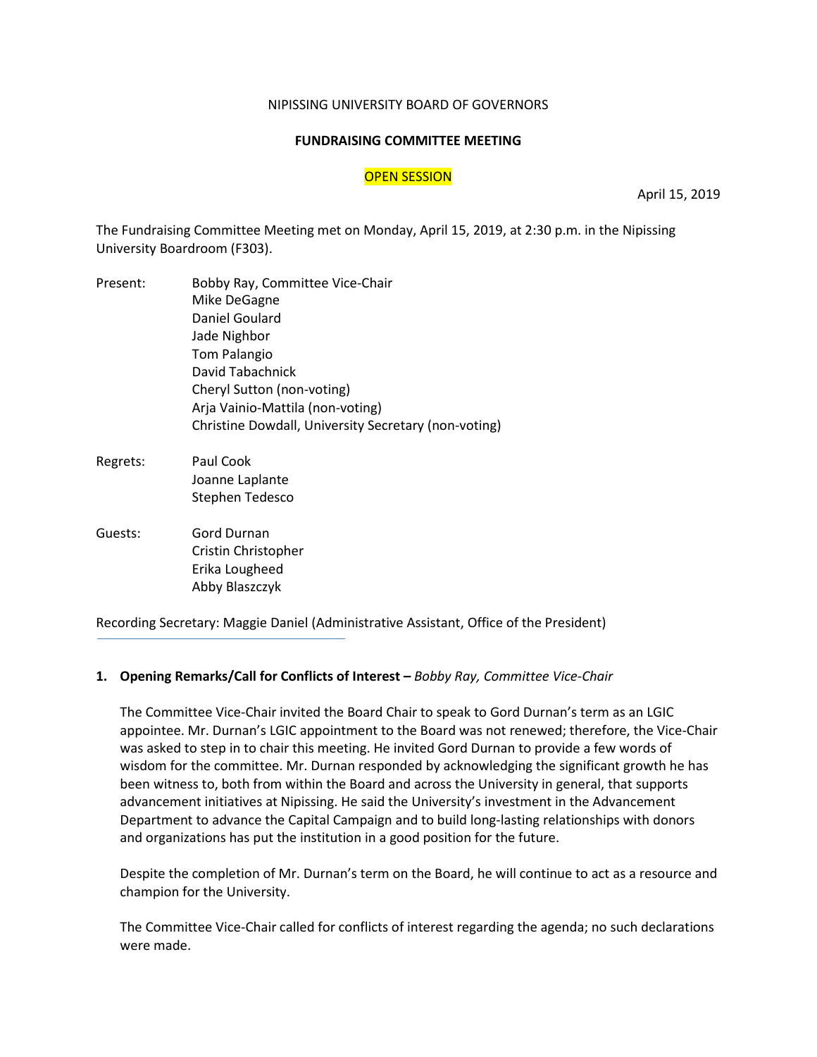NIPISSING UNIVERSITY BOARD OF GOVERNORS

**FUNDRAISING COMMITTEE MEETING**

OPEN SESSION

April 15, 2019

The Fundraising Committee Meeting met on Monday, April 15, 2019, at 2:30 p.m. in the Nipissing University Boardroom (F303).

Present:
- Bobby Ray, Committee Vice-Chair
- Mike DeGagne
- Daniel Goulard
- Jade Nighbor
- Tom Palangio
- David Tabachnick
- Cheryl Sutton (non-voting)
- Arja Vainio-Mattila (non-voting)
- Christine Dowdall, University Secretary (non-voting)

Regrets:
- Paul Cook
- Joanne Laplante
- Stephen Tedesco

Guests:
- Gord Durnan
- Cristin Christopher
- Erika Lougheed
- Abby Blaszczyk

Recording Secretary: Maggie Daniel (Administrative Assistant, Office of the President)

**1. Opening Remarks/Call for Conflicts of Interest –** *Bobby Ray, Committee Vice-Chair*

The Committee Vice-Chair invited the Board Chair to speak to Gord Durnan's term as an LGIC appointee. Mr. Durnan's LGIC appointment to the Board was not renewed; therefore, the Vice-Chair was asked to step in to chair this meeting. He invited Gord Durnan to provide a few words of wisdom for the committee. Mr. Durnan responded by acknowledging the significant growth he has been witness to, both from within the Board and across the University in general, that supports advancement initiatives at Nipissing. He said the University's investment in the Advancement Department to advance the Capital Campaign and to build long-lasting relationships with donors and organizations has put the institution in a good position for the future.

Despite the completion of Mr. Durnan's term on the Board, he will continue to act as a resource and champion for the University.

The Committee Vice-Chair called for conflicts of interest regarding the agenda; no such declarations were made.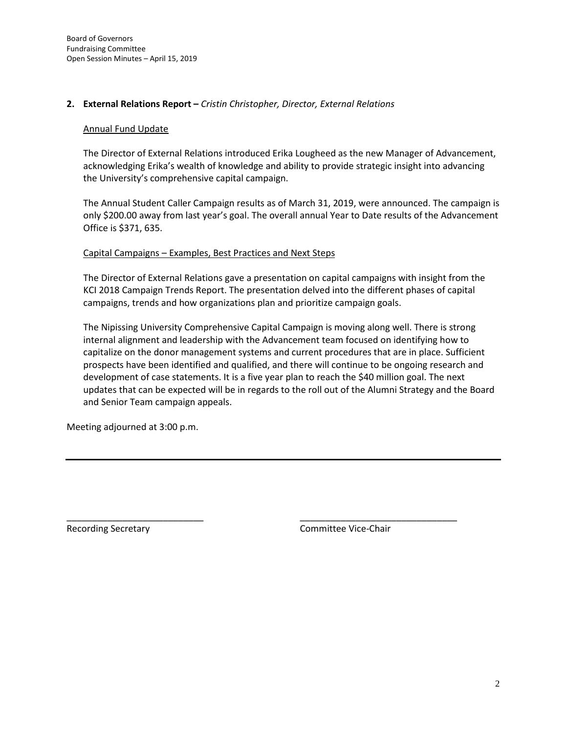## 2. External Relations Report – *Cristin Christopher, Director, External Relations*

Annual Fund Update

The Director of External Relations introduced Erika Lougheed as the new Manager of Advancement, acknowledging Erika's wealth of knowledge and ability to provide strategic insight into advancing the University's comprehensive capital campaign.

The Annual Student Caller Campaign results as of March 31, 2019, were announced. The campaign is only $200.00 away from last year's goal. The overall annual Year to Date results of the Advancement Office is $371, 635.

Capital Campaigns – Examples, Best Practices and Next Steps

The Director of External Relations gave a presentation on capital campaigns with insight from the KCI 2018 Campaign Trends Report. The presentation delved into the different phases of capital campaigns, trends and how organizations plan and prioritize campaign goals.

The Nipissing University Comprehensive Capital Campaign is moving along well. There is strong internal alignment and leadership with the Advancement team focused on identifying how to capitalize on the donor management systems and current procedures that are in place. Sufficient prospects have been identified and qualified, and there will continue to be ongoing research and development of case statements. It is a five year plan to reach the $40 million goal. The next updates that can be expected will be in regards to the roll out of the Alumni Strategy and the Board and Senior Team campaign appeals.

Meeting adjourned at 3:00 p.m.

---

___________________________ Recording Secretary

_______________________________ Committee Vice-Chair